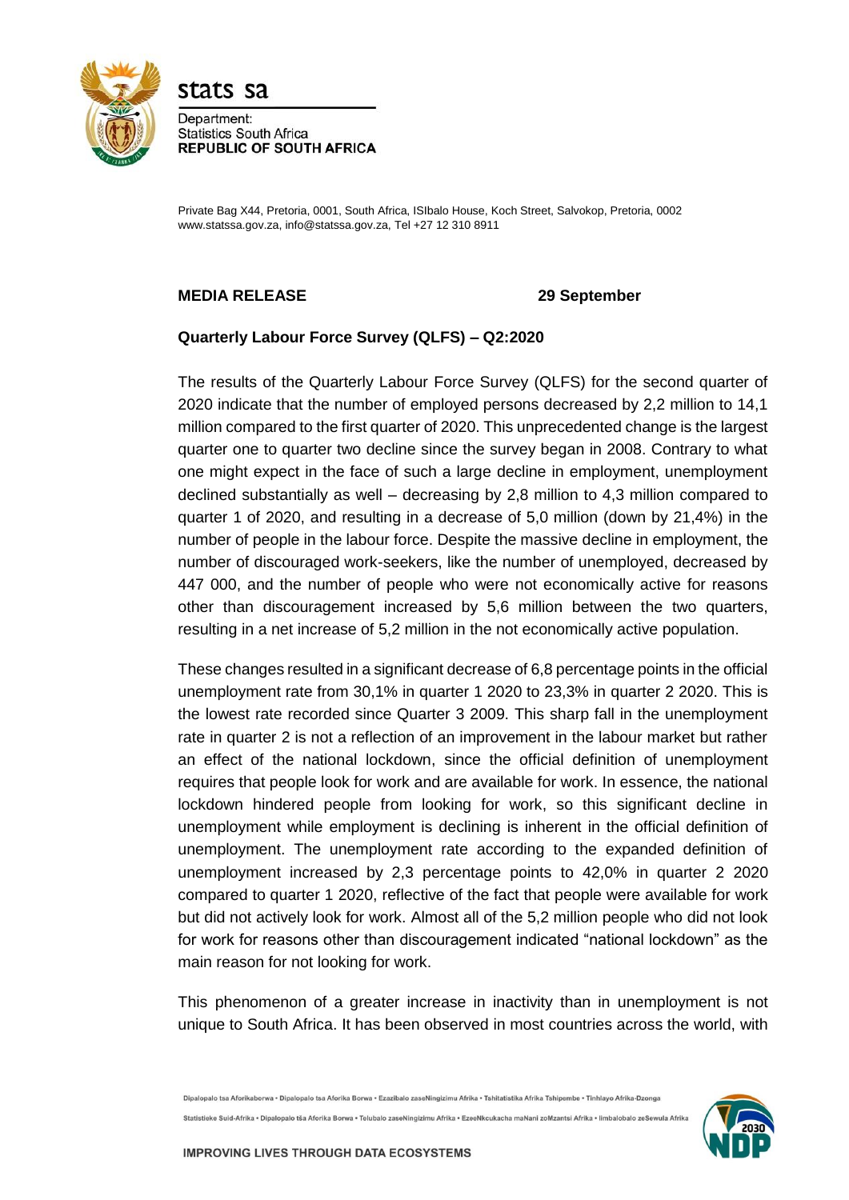stats sa

Department:
Statistics South Africa
**REPUBLIC OF SOUTH AFRICA**

Private Bag X44, Pretoria, 0001, South Africa, ISIbalo House, Koch Street, Salvokop, Pretoria, 0002
www.statssa.gov.za, info@statssa.gov.za, Tel +27 12 310 8911

**MEDIA RELEASE** **29 September**

**Quarterly Labour Force Survey (QLFS) – Q2:2020**

The results of the Quarterly Labour Force Survey (QLFS) for the second quarter of 2020 indicate that the number of employed persons decreased by 2,2 million to 14,1 million compared to the first quarter of 2020. This unprecedented change is the largest quarter one to quarter two decline since the survey began in 2008. Contrary to what one might expect in the face of such a large decline in employment, unemployment declined substantially as well – decreasing by 2,8 million to 4,3 million compared to quarter 1 of 2020, and resulting in a decrease of 5,0 million (down by 21,4%) in the number of people in the labour force. Despite the massive decline in employment, the number of discouraged work-seekers, like the number of unemployed, decreased by 447 000, and the number of people who were not economically active for reasons other than discouragement increased by 5,6 million between the two quarters, resulting in a net increase of 5,2 million in the not economically active population.

These changes resulted in a significant decrease of 6,8 percentage points in the official unemployment rate from 30,1% in quarter 1 2020 to 23,3% in quarter 2 2020. This is the lowest rate recorded since Quarter 3 2009. This sharp fall in the unemployment rate in quarter 2 is not a reflection of an improvement in the labour market but rather an effect of the national lockdown, since the official definition of unemployment requires that people look for work and are available for work. In essence, the national lockdown hindered people from looking for work, so this significant decline in unemployment while employment is declining is inherent in the official definition of unemployment. The unemployment rate according to the expanded definition of unemployment increased by 2,3 percentage points to 42,0% in quarter 2 2020 compared to quarter 1 2020, reflective of the fact that people were available for work but did not actively look for work. Almost all of the 5,2 million people who did not look for work for reasons other than discouragement indicated "national lockdown" as the main reason for not looking for work.

This phenomenon of a greater increase in inactivity than in unemployment is not unique to South Africa. It has been observed in most countries across the world, with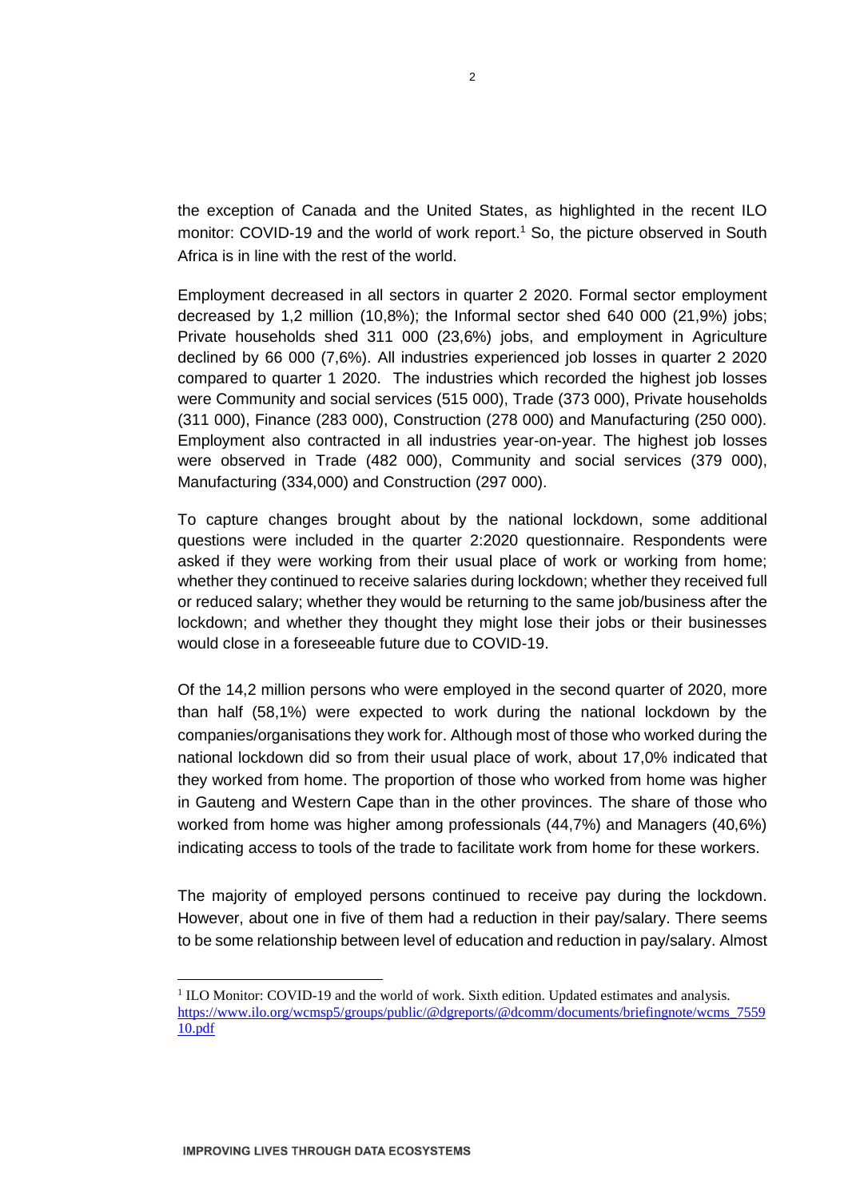the exception of Canada and the United States, as highlighted in the recent ILO monitor: COVID-19 and the world of work report.[1] So, the picture observed in South Africa is in line with the rest of the world.

Employment decreased in all sectors in quarter 2 2020. Formal sector employment decreased by 1,2 million (10,8%); the Informal sector shed 640 000 (21,9%) jobs; Private households shed 311 000 (23,6%) jobs, and employment in Agriculture declined by 66 000 (7,6%). All industries experienced job losses in quarter 2 2020 compared to quarter 1 2020. The industries which recorded the highest job losses were Community and social services (515 000), Trade (373 000), Private households (311 000), Finance (283 000), Construction (278 000) and Manufacturing (250 000). Employment also contracted in all industries year-on-year. The highest job losses were observed in Trade (482 000), Community and social services (379 000), Manufacturing (334,000) and Construction (297 000).

To capture changes brought about by the national lockdown, some additional questions were included in the quarter 2:2020 questionnaire. Respondents were asked if they were working from their usual place of work or working from home; whether they continued to receive salaries during lockdown; whether they received full or reduced salary; whether they would be returning to the same job/business after the lockdown; and whether they thought they might lose their jobs or their businesses would close in a foreseeable future due to COVID-19.

Of the 14,2 million persons who were employed in the second quarter of 2020, more than half (58,1%) were expected to work during the national lockdown by the companies/organisations they work for. Although most of those who worked during the national lockdown did so from their usual place of work, about 17,0% indicated that they worked from home. The proportion of those who worked from home was higher in Gauteng and Western Cape than in the other provinces. The share of those who worked from home was higher among professionals (44,7%) and Managers (40,6%) indicating access to tools of the trade to facilitate work from home for these workers.

The majority of employed persons continued to receive pay during the lockdown. However, about one in five of them had a reduction in their pay/salary. There seems to be some relationship between level of education and reduction in pay/salary. Almost

[1] ILO Monitor: COVID-19 and the world of work. Sixth edition. Updated estimates and analysis. https://www.ilo.org/wcmsp5/groups/public/@dgreports/@dcomm/documents/briefingnote/wcms_755910.pdf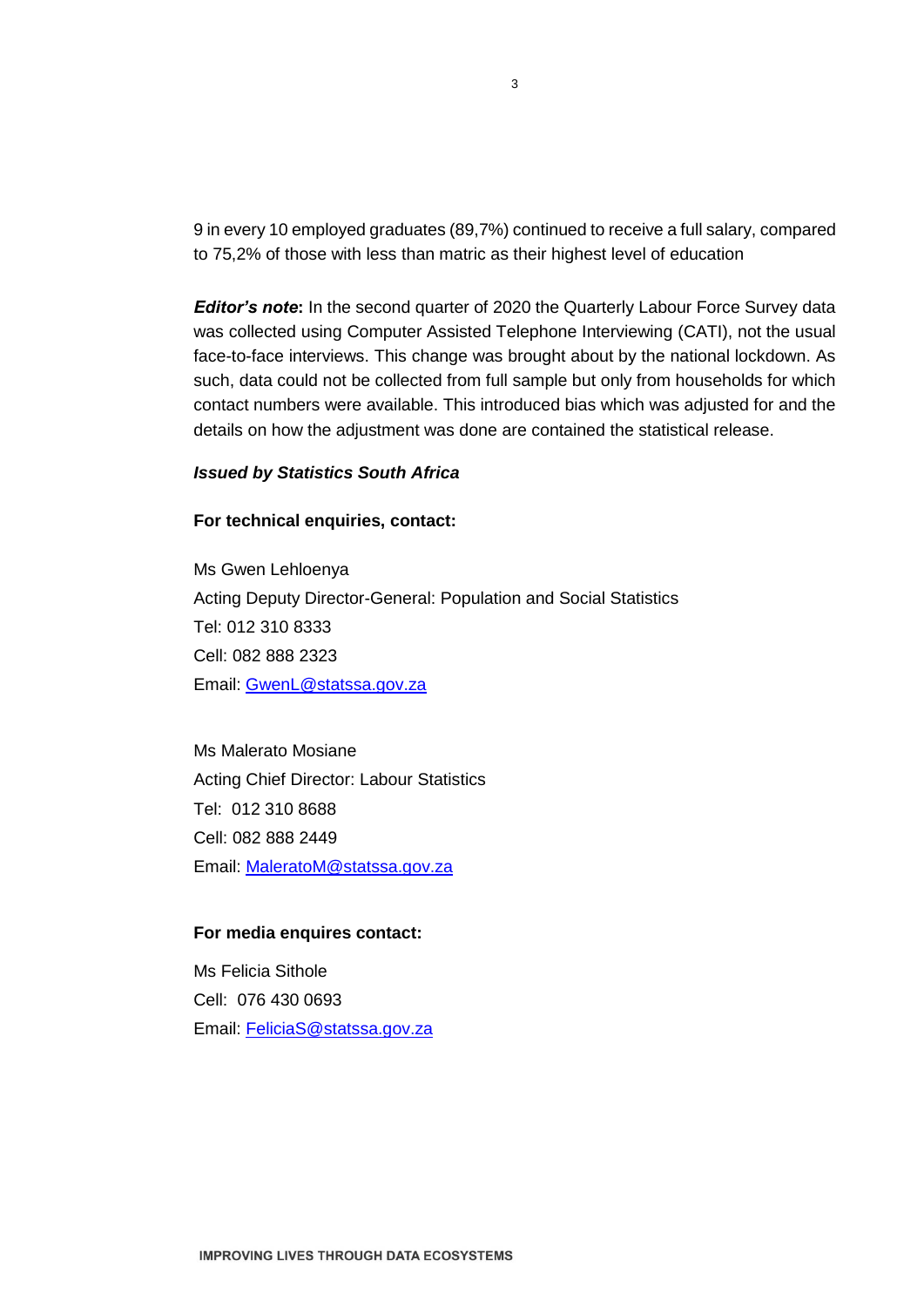9 in every 10 employed graduates (89,7%) continued to receive a full salary, compared to 75,2% of those with less than matric as their highest level of education

***Editor's note*:** In the second quarter of 2020 the Quarterly Labour Force Survey data was collected using Computer Assisted Telephone Interviewing (CATI), not the usual face-to-face interviews. This change was brought about by the national lockdown. As such, data could not be collected from full sample but only from households for which contact numbers were available. This introduced bias which was adjusted for and the details on how the adjustment was done are contained the statistical release.

***Issued by Statistics South Africa***

**For technical enquiries, contact:**

Ms Gwen Lehloenya
Acting Deputy Director-General: Population and Social Statistics
Tel: 012 310 8333
Cell: 082 888 2323
Email: GwenL@statssa.gov.za

Ms Malerato Mosiane
Acting Chief Director: Labour Statistics
Tel: 012 310 8688
Cell: 082 888 2449
Email: MaleratoM@statssa.gov.za

**For media enquires contact:**

Ms Felicia Sithole
Cell: 076 430 0693
Email: FeliciaS@statssa.gov.za